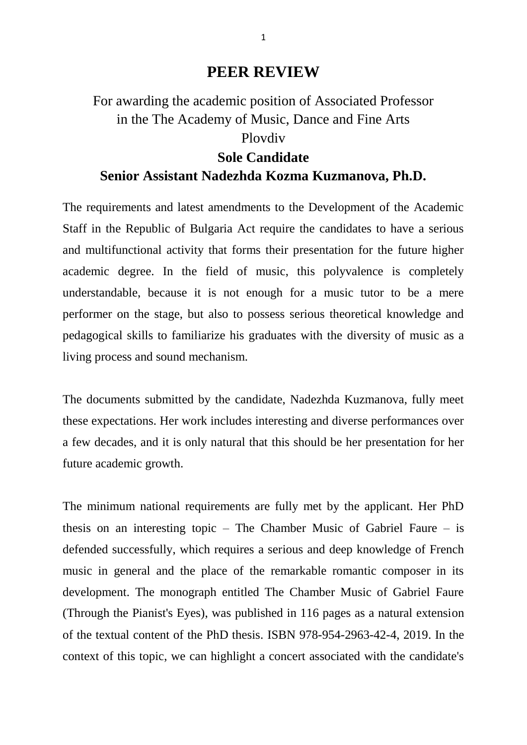# PEER REVIEW

For awarding the academic position of Associated Professor in the The Academy of Music, Dance and Fine Arts Plovdiv

**Sole Candidate**

**Senior Assistant Nadezhda Kozma Kuzmanova, Ph.D.**

The requirements and latest amendments to the Development of the Academic Staff in the Republic of Bulgaria Act require the candidates to have a serious and multifunctional activity that forms their presentation for the future higher academic degree. In the field of music, this polyvalence is completely understandable, because it is not enough for a music tutor to be a mere performer on the stage, but also to possess serious theoretical knowledge and pedagogical skills to familiarize his graduates with the diversity of music as a living process and sound mechanism.

The documents submitted by the candidate, Nadezhda Kuzmanova, fully meet these expectations. Her work includes interesting and diverse performances over a few decades, and it is only natural that this should be her presentation for her future academic growth.

The minimum national requirements are fully met by the applicant. Her PhD thesis on an interesting topic – The Chamber Music of Gabriel Faure – is defended successfully, which requires a serious and deep knowledge of French music in general and the place of the remarkable romantic composer in its development. The monograph entitled The Chamber Music of Gabriel Faure (Through the Pianist's Eyes), was published in 116 pages as a natural extension of the textual content of the PhD thesis. ISBN 978-954-2963-42-4, 2019. In the context of this topic, we can highlight a concert associated with the candidate's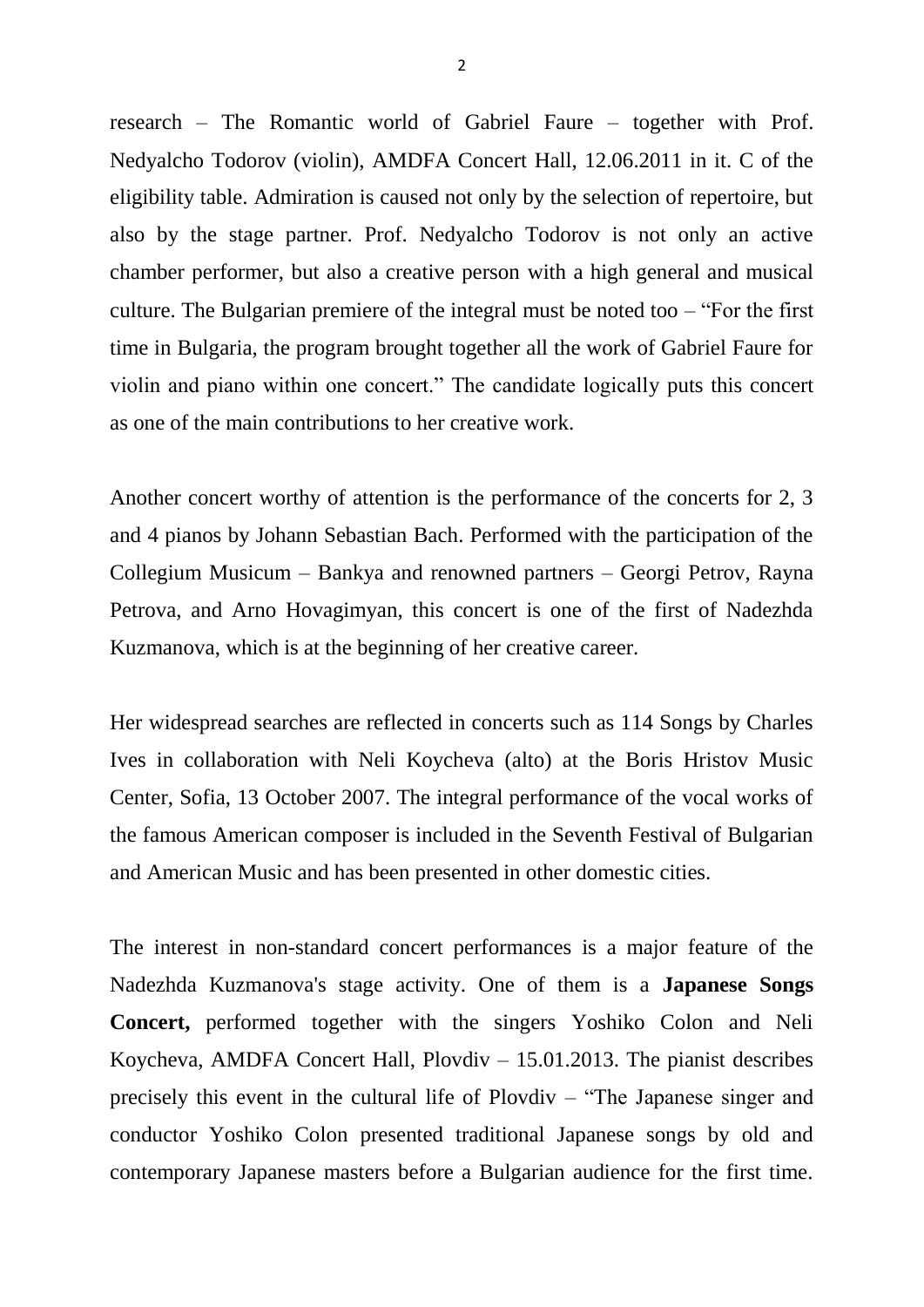research – The Romantic world of Gabriel Faure – together with Prof. Nedyalcho Todorov (violin), AMDFA Concert Hall, 12.06.2011 in it. C of the eligibility table. Admiration is caused not only by the selection of repertoire, but also by the stage partner. Prof. Nedyalcho Todorov is not only an active chamber performer, but also a creative person with a high general and musical culture. The Bulgarian premiere of the integral must be noted too – "For the first time in Bulgaria, the program brought together all the work of Gabriel Faure for violin and piano within one concert." The candidate logically puts this concert as one of the main contributions to her creative work.

Another concert worthy of attention is the performance of the concerts for 2, 3 and 4 pianos by Johann Sebastian Bach. Performed with the participation of the Collegium Musicum – Bankya and renowned partners – Georgi Petrov, Rayna Petrova, and Arno Hovagimyan, this concert is one of the first of Nadezhda Kuzmanova, which is at the beginning of her creative career.

Her widespread searches are reflected in concerts such as 114 Songs by Charles Ives in collaboration with Neli Koycheva (alto) at the Boris Hristov Music Center, Sofia, 13 October 2007. The integral performance of the vocal works of the famous American composer is included in the Seventh Festival of Bulgarian and American Music and has been presented in other domestic cities.

The interest in non-standard concert performances is a major feature of the Nadezhda Kuzmanova's stage activity. One of them is a **Japanese Songs Concert,** performed together with the singers Yoshiko Colon and Neli Koycheva, AMDFA Concert Hall, Plovdiv – 15.01.2013. The pianist describes precisely this event in the cultural life of Plovdiv – "The Japanese singer and conductor Yoshiko Colon presented traditional Japanese songs by old and contemporary Japanese masters before a Bulgarian audience for the first time.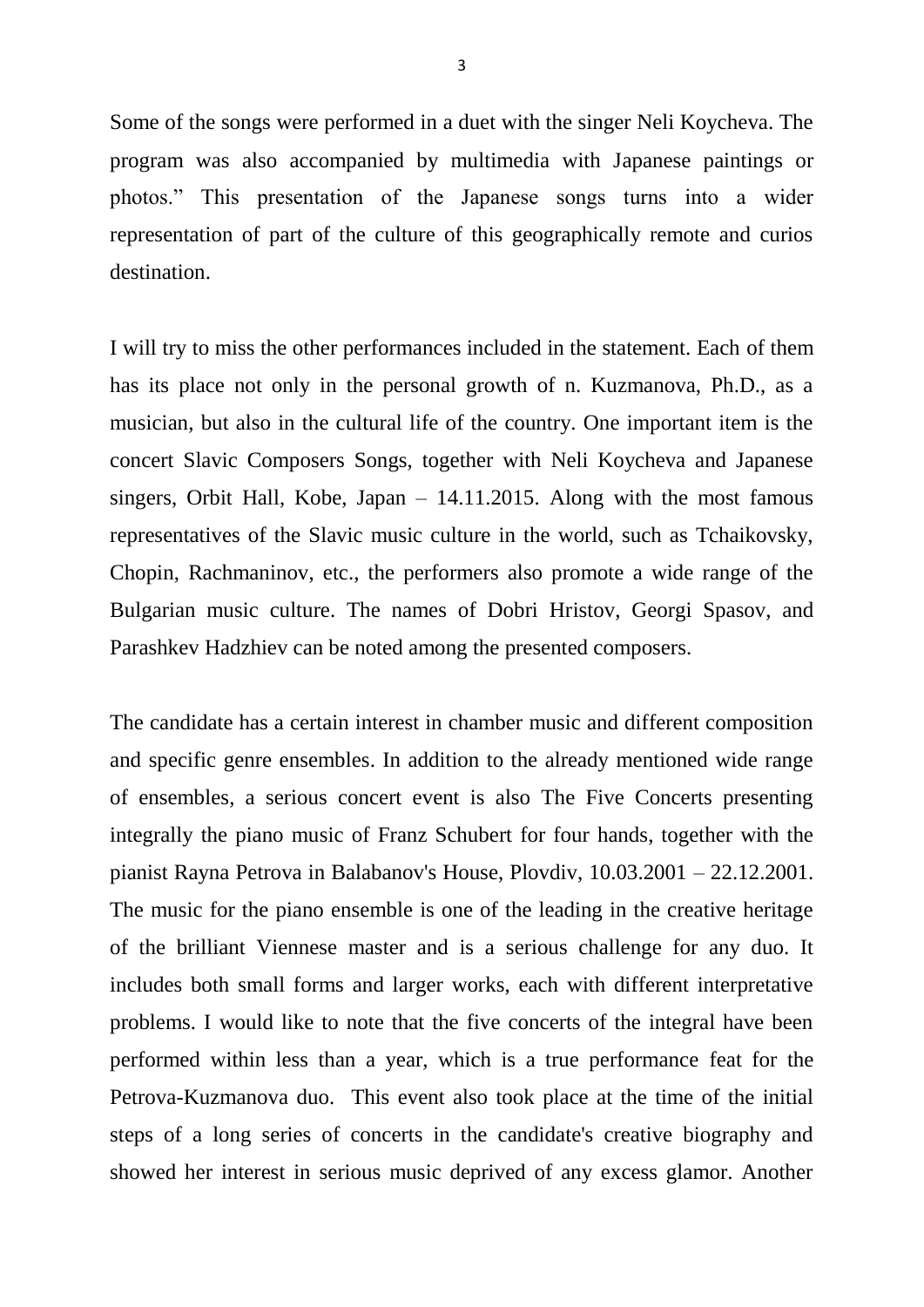Some of the songs were performed in a duet with the singer Neli Koycheva. The program was also accompanied by multimedia with Japanese paintings or photos." This presentation of the Japanese songs turns into a wider representation of part of the culture of this geographically remote and curios destination.

I will try to miss the other performances included in the statement. Each of them has its place not only in the personal growth of n. Kuzmanova, Ph.D., as a musician, but also in the cultural life of the country. One important item is the concert Slavic Composers Songs, together with Neli Koycheva and Japanese singers, Orbit Hall, Kobe, Japan – 14.11.2015. Along with the most famous representatives of the Slavic music culture in the world, such as Tchaikovsky, Chopin, Rachmaninov, etc., the performers also promote a wide range of the Bulgarian music culture. The names of Dobri Hristov, Georgi Spasov, and Parashkev Hadzhiev can be noted among the presented composers.

The candidate has a certain interest in chamber music and different composition and specific genre ensembles. In addition to the already mentioned wide range of ensembles, a serious concert event is also The Five Concerts presenting integrally the piano music of Franz Schubert for four hands, together with the pianist Rayna Petrova in Balabanov's House, Plovdiv, 10.03.2001 – 22.12.2001. The music for the piano ensemble is one of the leading in the creative heritage of the brilliant Viennese master and is a serious challenge for any duo. It includes both small forms and larger works, each with different interpretative problems. I would like to note that the five concerts of the integral have been performed within less than a year, which is a true performance feat for the Petrova-Kuzmanova duo. This event also took place at the time of the initial steps of a long series of concerts in the candidate's creative biography and showed her interest in serious music deprived of any excess glamor. Another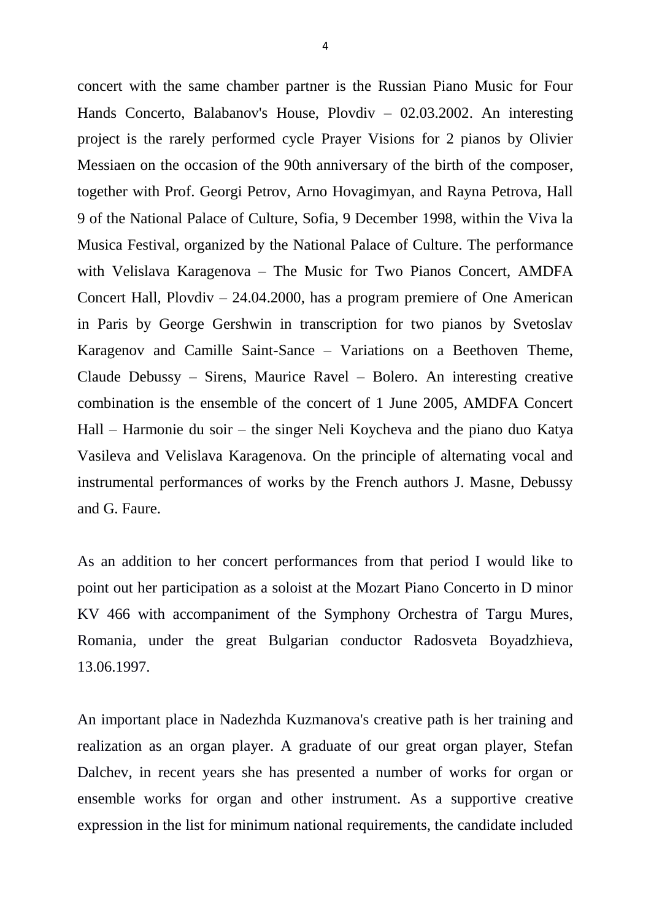concert with the same chamber partner is the Russian Piano Music for Four Hands Concerto, Balabanov's House, Plovdiv – 02.03.2002. An interesting project is the rarely performed cycle Prayer Visions for 2 pianos by Olivier Messiaen on the occasion of the 90th anniversary of the birth of the composer, together with Prof. Georgi Petrov, Arno Hovagimyan, and Rayna Petrova, Hall 9 of the National Palace of Culture, Sofia, 9 December 1998, within the Viva la Musica Festival, organized by the National Palace of Culture. The performance with Velislava Karagenova – The Music for Two Pianos Concert, AMDFA Concert Hall, Plovdiv – 24.04.2000, has a program premiere of One American in Paris by George Gershwin in transcription for two pianos by Svetoslav Karagenov and Camille Saint-Sance – Variations on a Beethoven Theme, Claude Debussy – Sirens, Maurice Ravel – Bolero. An interesting creative combination is the ensemble of the concert of 1 June 2005, AMDFA Concert Hall – Harmonie du soir – the singer Neli Koycheva and the piano duo Katya Vasileva and Velislava Karagenova. On the principle of alternating vocal and instrumental performances of works by the French authors J. Masne, Debussy and G. Faure.

As an addition to her concert performances from that period I would like to point out her participation as a soloist at the Mozart Piano Concerto in D minor KV 466 with accompaniment of the Symphony Orchestra of Targu Mures, Romania, under the great Bulgarian conductor Radosveta Boyadzhieva, 13.06.1997.

An important place in Nadezhda Kuzmanova's creative path is her training and realization as an organ player. A graduate of our great organ player, Stefan Dalchev, in recent years she has presented a number of works for organ or ensemble works for organ and other instrument. As a supportive creative expression in the list for minimum national requirements, the candidate included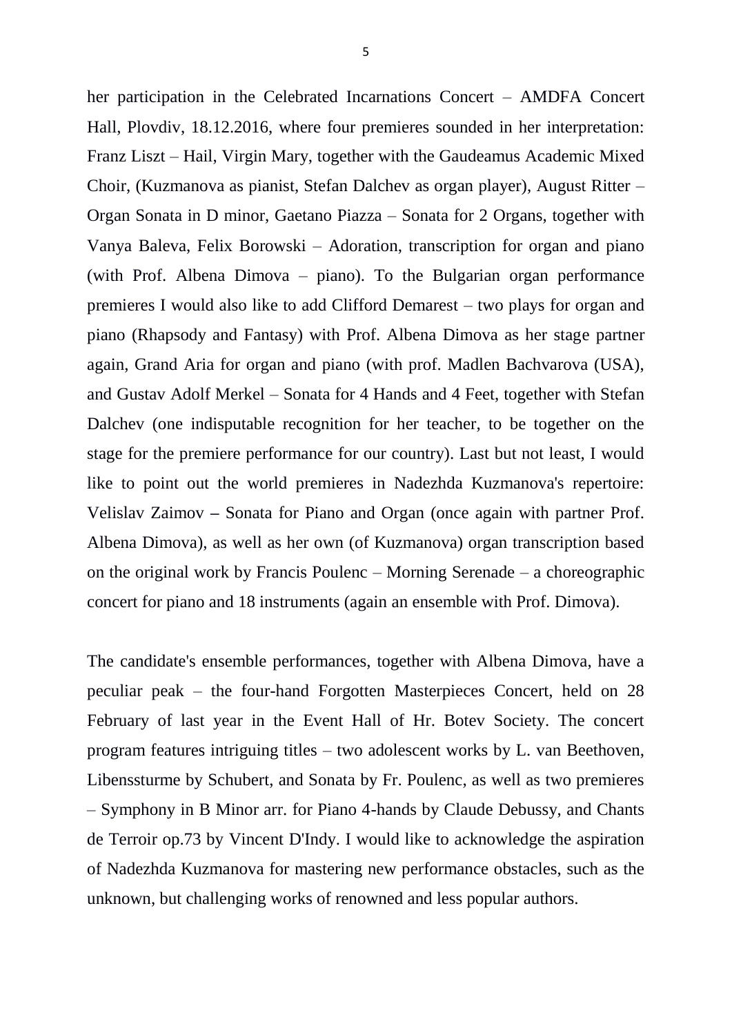her participation in the Celebrated Incarnations Concert – AMDFA Concert Hall, Plovdiv, 18.12.2016, where four premieres sounded in her interpretation: Franz Liszt – Hail, Virgin Mary, together with the Gaudeamus Academic Mixed Choir, (Kuzmanova as pianist, Stefan Dalchev as organ player), August Ritter – Organ Sonata in D minor, Gaetano Piazza – Sonata for 2 Organs, together with Vanya Baleva, Felix Borowski – Adoration, transcription for organ and piano (with Prof. Albena Dimova – piano). To the Bulgarian organ performance premieres I would also like to add Clifford Demarest – two plays for organ and piano (Rhapsody and Fantasy) with Prof. Albena Dimova as her stage partner again, Grand Aria for organ and piano (with prof. Madlen Bachvarova (USA), and Gustav Adolf Merkel – Sonata for 4 Hands and 4 Feet, together with Stefan Dalchev (one indisputable recognition for her teacher, to be together on the stage for the premiere performance for our country). Last but not least, I would like to point out the world premieres in Nadezhda Kuzmanova's repertoire: Velislav Zaimov **–** Sonata for Piano and Organ (once again with partner Prof. Albena Dimova), as well as her own (of Kuzmanova) organ transcription based on the original work by Francis Poulenc – Morning Serenade – a choreographic concert for piano and 18 instruments (again an ensemble with Prof. Dimova).

The candidate's ensemble performances, together with Albena Dimova, have a peculiar peak – the four-hand Forgotten Masterpieces Concert, held on 28 February of last year in the Event Hall of Hr. Botev Society. The concert program features intriguing titles – two adolescent works by L. van Beethoven, Libenssturme by Schubert, and Sonata by Fr. Poulenc, as well as two premieres – Symphony in B Minor arr. for Piano 4-hands by Claude Debussy, and Chants de Terroir op.73 by Vincent D'Indy. I would like to acknowledge the aspiration of Nadezhda Kuzmanova for mastering new performance obstacles, such as the unknown, but challenging works of renowned and less popular authors.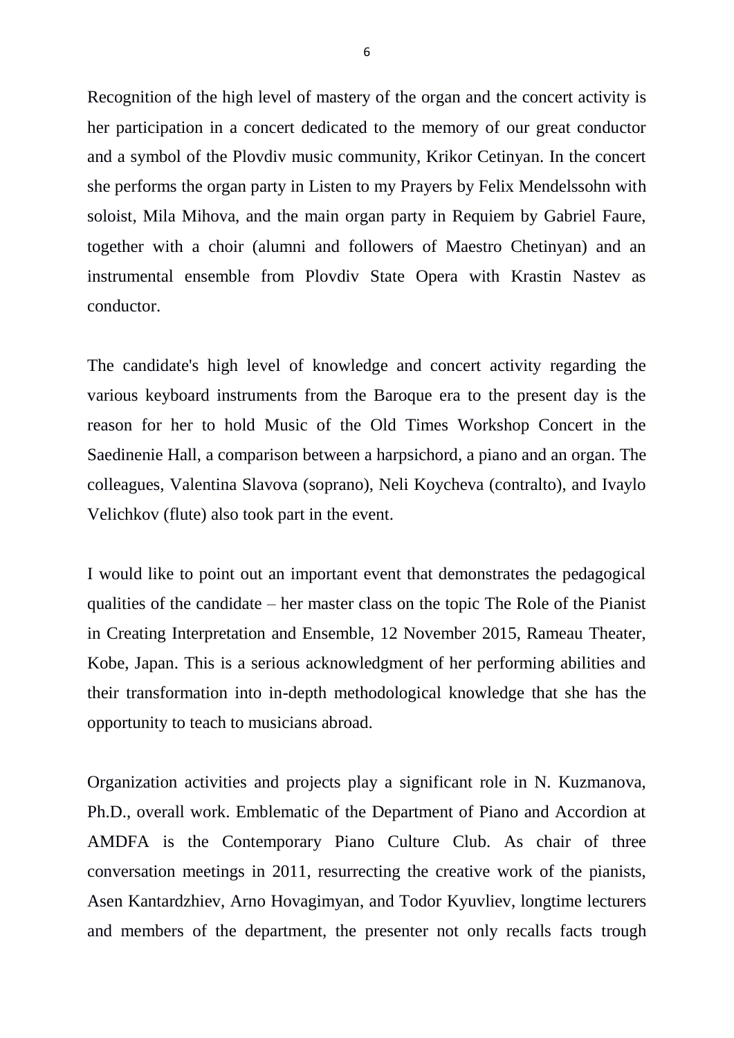Recognition of the high level of mastery of the organ and the concert activity is her participation in a concert dedicated to the memory of our great conductor and a symbol of the Plovdiv music community, Krikor Cetinyan. In the concert she performs the organ party in Listen to my Prayers by Felix Mendelssohn with soloist, Mila Mihova, and the main organ party in Requiem by Gabriel Faure, together with a choir (alumni and followers of Maestro Chetinyan) and an instrumental ensemble from Plovdiv State Opera with Krastin Nastev as conductor.

The candidate's high level of knowledge and concert activity regarding the various keyboard instruments from the Baroque era to the present day is the reason for her to hold Music of the Old Times Workshop Concert in the Saedinenie Hall, a comparison between a harpsichord, a piano and an organ. The colleagues, Valentina Slavova (soprano), Neli Koycheva (contralto), and Ivaylo Velichkov (flute) also took part in the event.

I would like to point out an important event that demonstrates the pedagogical qualities of the candidate – her master class on the topic The Role of the Pianist in Creating Interpretation and Ensemble, 12 November 2015, Rameau Theater, Kobe, Japan. This is a serious acknowledgment of her performing abilities and their transformation into in-depth methodological knowledge that she has the opportunity to teach to musicians abroad.

Organization activities and projects play a significant role in N. Kuzmanova, Ph.D., overall work. Emblematic of the Department of Piano and Accordion at AMDFA is the Contemporary Piano Culture Club. As chair of three conversation meetings in 2011, resurrecting the creative work of the pianists, Asen Kantardzhiev, Arno Hovagimyan, and Todor Kyuvliev, longtime lecturers and members of the department, the presenter not only recalls facts trough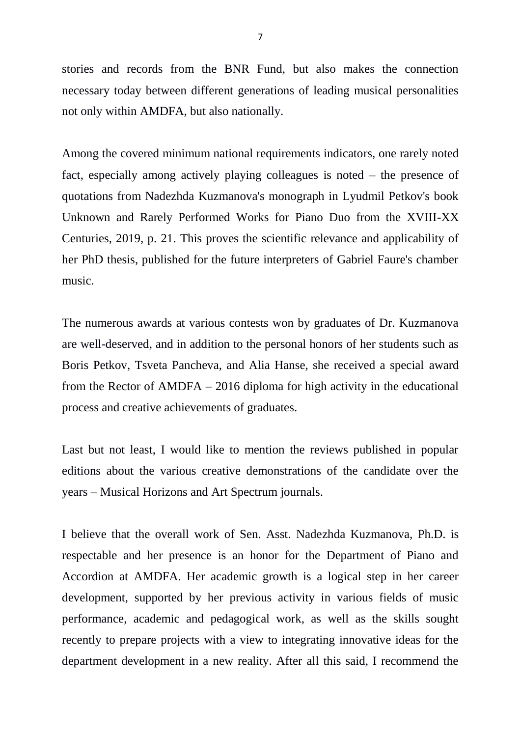stories and records from the BNR Fund, but also makes the connection necessary today between different generations of leading musical personalities not only within AMDFA, but also nationally.

Among the covered minimum national requirements indicators, one rarely noted fact, especially among actively playing colleagues is noted – the presence of quotations from Nadezhda Kuzmanova's monograph in Lyudmil Petkov's book Unknown and Rarely Performed Works for Piano Duo from the XVIII-XX Centuries, 2019, p. 21. This proves the scientific relevance and applicability of her PhD thesis, published for the future interpreters of Gabriel Faure's chamber music.

The numerous awards at various contests won by graduates of Dr. Kuzmanova are well-deserved, and in addition to the personal honors of her students such as Boris Petkov, Tsveta Pancheva, and Alia Hanse, she received a special award from the Rector of AMDFA – 2016 diploma for high activity in the educational process and creative achievements of graduates.

Last but not least, I would like to mention the reviews published in popular editions about the various creative demonstrations of the candidate over the years – Musical Horizons and Art Spectrum journals.

I believe that the overall work of Sen. Asst. Nadezhda Kuzmanova, Ph.D. is respectable and her presence is an honor for the Department of Piano and Accordion at AMDFA. Her academic growth is a logical step in her career development, supported by her previous activity in various fields of music performance, academic and pedagogical work, as well as the skills sought recently to prepare projects with a view to integrating innovative ideas for the department development in a new reality. After all this said, I recommend the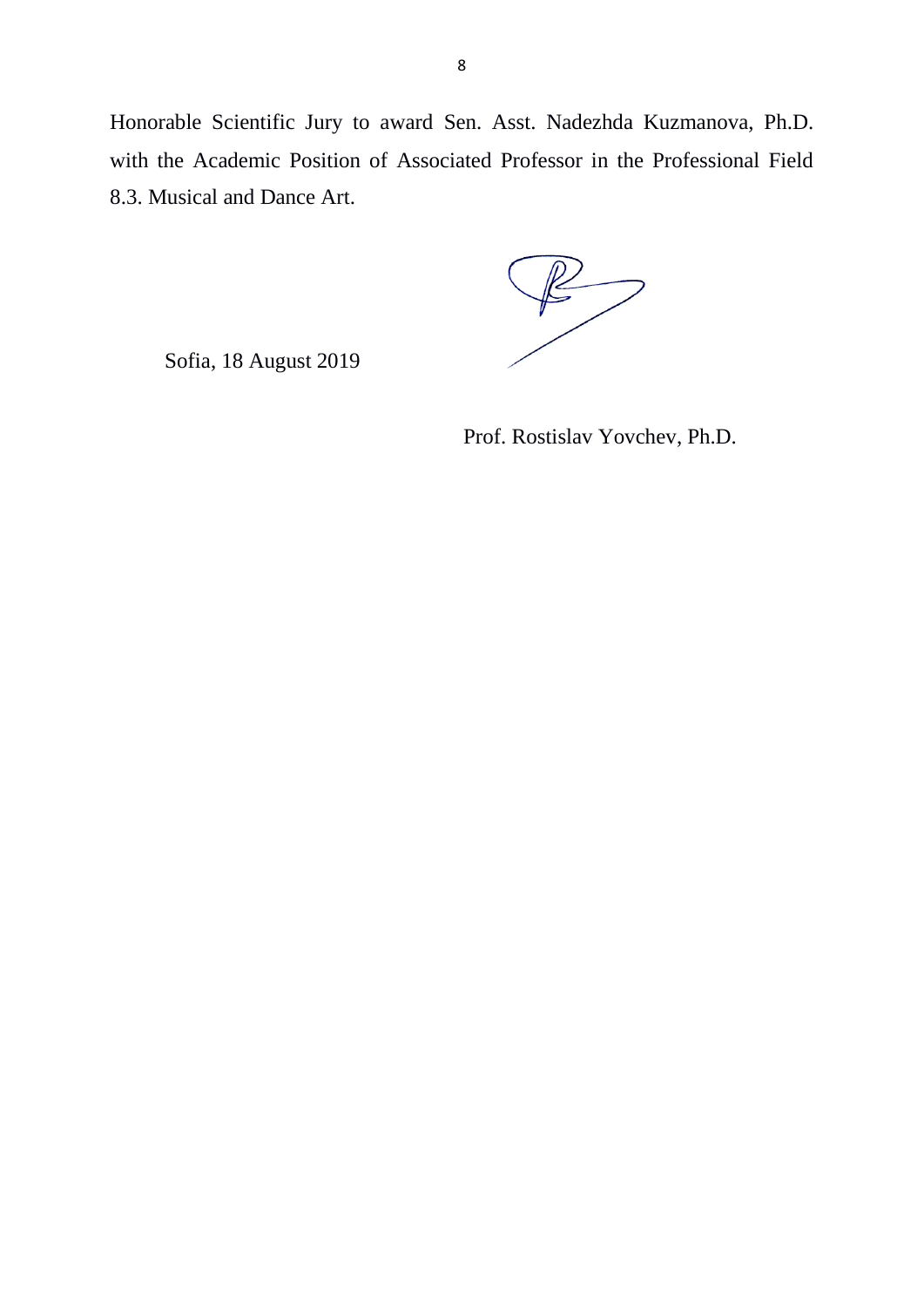Honorable Scientific Jury to award Sen. Asst. Nadezhda Kuzmanova, Ph.D. with the Academic Position of Associated Professor in the Professional Field 8.3. Musical and Dance Art.

Sofia, 18 August 2019

Prof. Rostislav Yovchev, Ph.D.